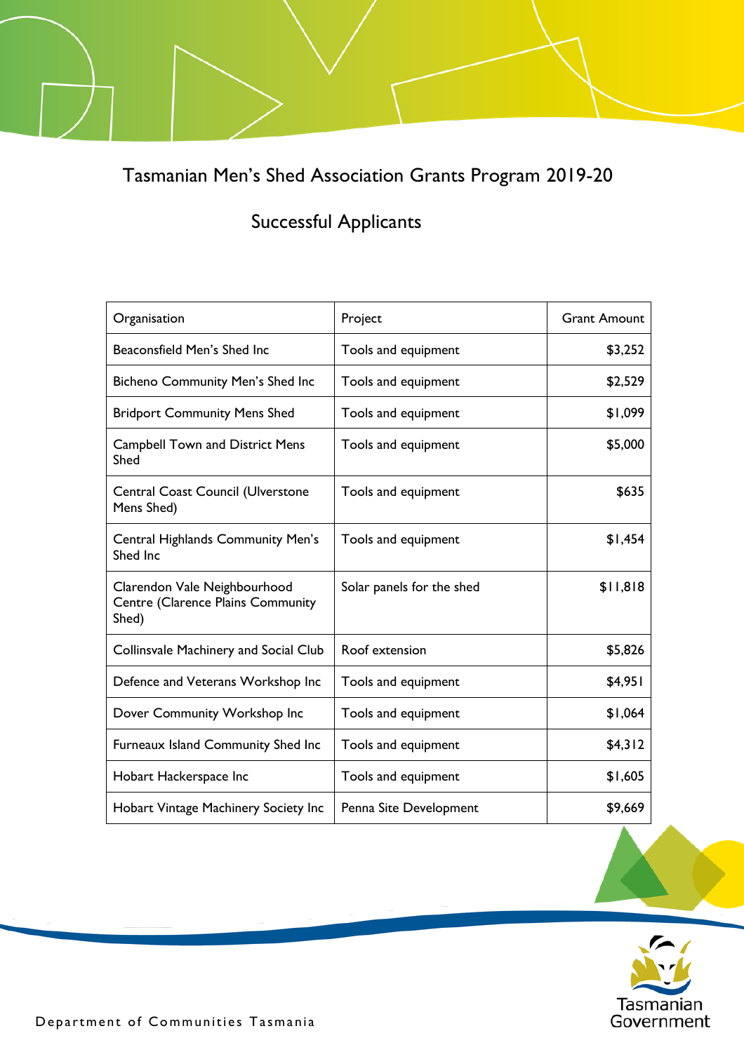# Tasmanian Men's Shed Association Grants Program 2019-20

## Successful Applicants

| Organisation | Project | Grant Amount |
|---|---|---|
| Beaconsfield Men's Shed Inc | Tools and equipment | $3,252 |
| Bicheno Community Men's Shed Inc | Tools and equipment | $2,529 |
| Bridport Community Mens Shed | Tools and equipment | $1,099 |
| Campbell Town and District Mens Shed | Tools and equipment | $5,000 |
| Central Coast Council (Ulverstone Mens Shed) | Tools and equipment | $635 |
| Central Highlands Community Men's Shed Inc | Tools and equipment | $1,454 |
| Clarendon Vale Neighbourhood Centre (Clarence Plains Community Shed) | Solar panels for the shed | $11,818 |
| Collinsvale Machinery and Social Club | Roof extension | $5,826 |
| Defence and Veterans Workshop Inc | Tools and equipment | $4,951 |
| Dover Community Workshop Inc | Tools and equipment | $1,064 |
| Furneaux Island Community Shed Inc | Tools and equipment | $4,312 |
| Hobart Hackerspace Inc | Tools and equipment | $1,605 |
| Hobart Vintage Machinery Society Inc | Penna Site Development | $9,669 |

Department of Communities Tasmania

Tasmanian Government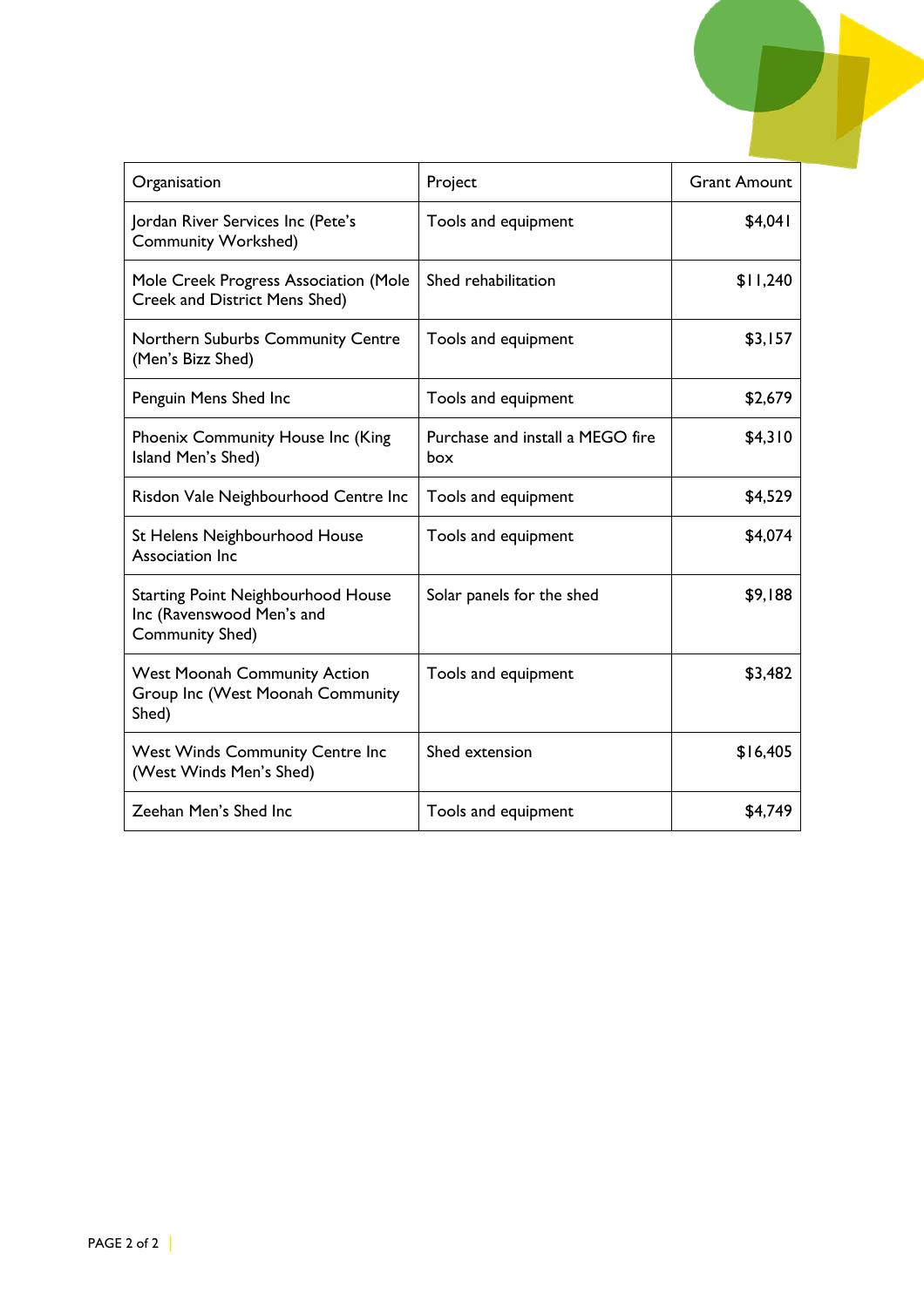| Organisation | Project | Grant Amount |
| --- | --- | --- |
| Jordan River Services Inc (Pete's Community Workshed) | Tools and equipment | $4,041 |
| Mole Creek Progress Association (Mole Creek and District Mens Shed) | Shed rehabilitation | $11,240 |
| Northern Suburbs Community Centre (Men's Bizz Shed) | Tools and equipment | $3,157 |
| Penguin Mens Shed Inc | Tools and equipment | $2,679 |
| Phoenix Community House Inc (King Island Men's Shed) | Purchase and install a MEGO fire box | $4,310 |
| Risdon Vale Neighbourhood Centre Inc | Tools and equipment | $4,529 |
| St Helens Neighbourhood House Association Inc | Tools and equipment | $4,074 |
| Starting Point Neighbourhood House Inc (Ravenswood Men's and Community Shed) | Solar panels for the shed | $9,188 |
| West Moonah Community Action Group Inc (West Moonah Community Shed) | Tools and equipment | $3,482 |
| West Winds Community Centre Inc (West Winds Men's Shed) | Shed extension | $16,405 |
| Zeehan Men's Shed Inc | Tools and equipment | $4,749 |